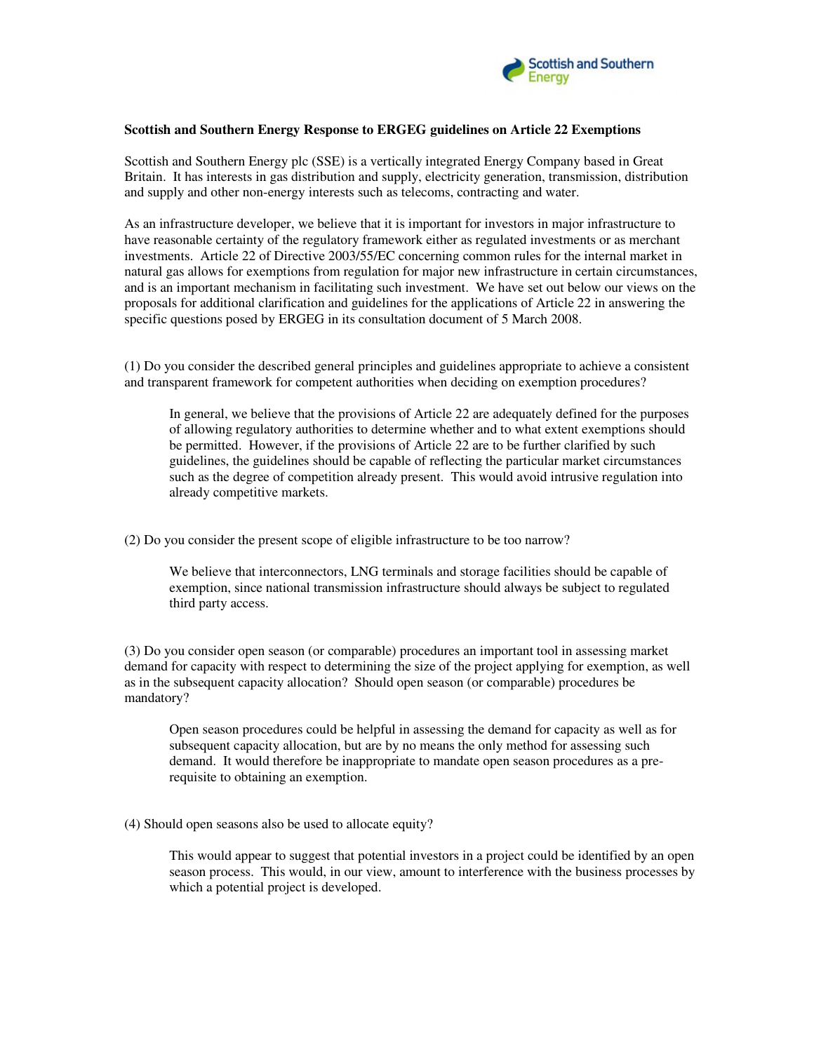**Scottish and Southern Energy Response to ERGEG guidelines on Article 22 Exemptions**

Scottish and Southern Energy plc (SSE) is a vertically integrated Energy Company based in Great Britain. It has interests in gas distribution and supply, electricity generation, transmission, distribution and supply and other non-energy interests such as telecoms, contracting and water.

As an infrastructure developer, we believe that it is important for investors in major infrastructure to have reasonable certainty of the regulatory framework either as regulated investments or as merchant investments. Article 22 of Directive 2003/55/EC concerning common rules for the internal market in natural gas allows for exemptions from regulation for major new infrastructure in certain circumstances, and is an important mechanism in facilitating such investment. We have set out below our views on the proposals for additional clarification and guidelines for the applications of Article 22 in answering the specific questions posed by ERGEG in its consultation document of 5 March 2008.

(1) Do you consider the described general principles and guidelines appropriate to achieve a consistent and transparent framework for competent authorities when deciding on exemption procedures?

> In general, we believe that the provisions of Article 22 are adequately defined for the purposes of allowing regulatory authorities to determine whether and to what extent exemptions should be permitted. However, if the provisions of Article 22 are to be further clarified by such guidelines, the guidelines should be capable of reflecting the particular market circumstances such as the degree of competition already present. This would avoid intrusive regulation into already competitive markets.

(2) Do you consider the present scope of eligible infrastructure to be too narrow?

> We believe that interconnectors, LNG terminals and storage facilities should be capable of exemption, since national transmission infrastructure should always be subject to regulated third party access.

(3) Do you consider open season (or comparable) procedures an important tool in assessing market demand for capacity with respect to determining the size of the project applying for exemption, as well as in the subsequent capacity allocation? Should open season (or comparable) procedures be mandatory?

> Open season procedures could be helpful in assessing the demand for capacity as well as for subsequent capacity allocation, but are by no means the only method for assessing such demand. It would therefore be inappropriate to mandate open season procedures as a pre-requisite to obtaining an exemption.

(4) Should open seasons also be used to allocate equity?

> This would appear to suggest that potential investors in a project could be identified by an open season process. This would, in our view, amount to interference with the business processes by which a potential project is developed.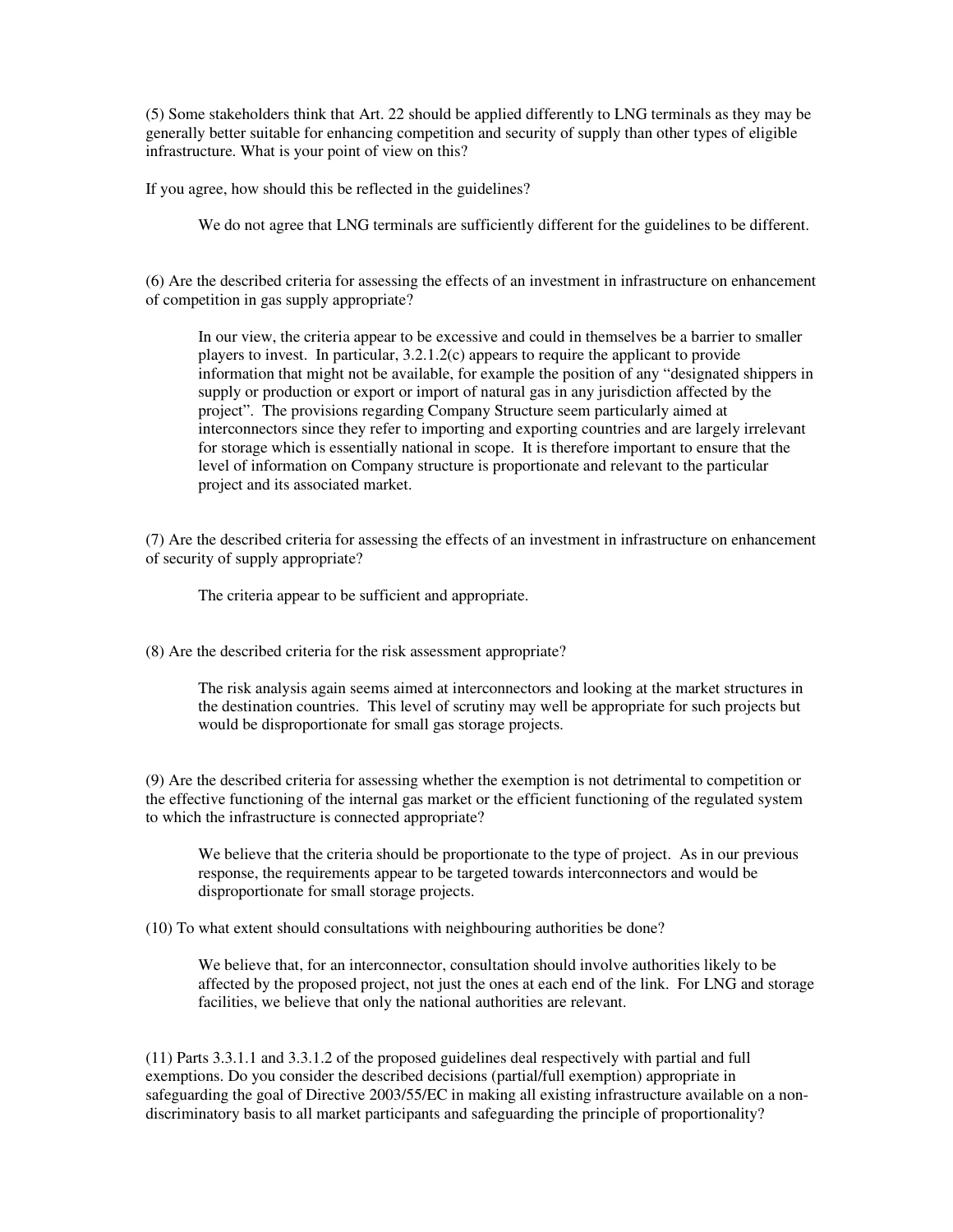(5) Some stakeholders think that Art. 22 should be applied differently to LNG terminals as they may be generally better suitable for enhancing competition and security of supply than other types of eligible infrastructure. What is your point of view on this?

If you agree, how should this be reflected in the guidelines?

> We do not agree that LNG terminals are sufficiently different for the guidelines to be different.

(6) Are the described criteria for assessing the effects of an investment in infrastructure on enhancement of competition in gas supply appropriate?

> In our view, the criteria appear to be excessive and could in themselves be a barrier to smaller players to invest. In particular, 3.2.1.2(c) appears to require the applicant to provide information that might not be available, for example the position of any "designated shippers in supply or production or export or import of natural gas in any jurisdiction affected by the project". The provisions regarding Company Structure seem particularly aimed at interconnectors since they refer to importing and exporting countries and are largely irrelevant for storage which is essentially national in scope. It is therefore important to ensure that the level of information on Company structure is proportionate and relevant to the particular project and its associated market.

(7) Are the described criteria for assessing the effects of an investment in infrastructure on enhancement of security of supply appropriate?

> The criteria appear to be sufficient and appropriate.

(8) Are the described criteria for the risk assessment appropriate?

> The risk analysis again seems aimed at interconnectors and looking at the market structures in the destination countries. This level of scrutiny may well be appropriate for such projects but would be disproportionate for small gas storage projects.

(9) Are the described criteria for assessing whether the exemption is not detrimental to competition or the effective functioning of the internal gas market or the efficient functioning of the regulated system to which the infrastructure is connected appropriate?

> We believe that the criteria should be proportionate to the type of project. As in our previous response, the requirements appear to be targeted towards interconnectors and would be disproportionate for small storage projects.

(10) To what extent should consultations with neighbouring authorities be done?

> We believe that, for an interconnector, consultation should involve authorities likely to be affected by the proposed project, not just the ones at each end of the link. For LNG and storage facilities, we believe that only the national authorities are relevant.

(11) Parts 3.3.1.1 and 3.3.1.2 of the proposed guidelines deal respectively with partial and full exemptions. Do you consider the described decisions (partial/full exemption) appropriate in safeguarding the goal of Directive 2003/55/EC in making all existing infrastructure available on a non-discriminatory basis to all market participants and safeguarding the principle of proportionality?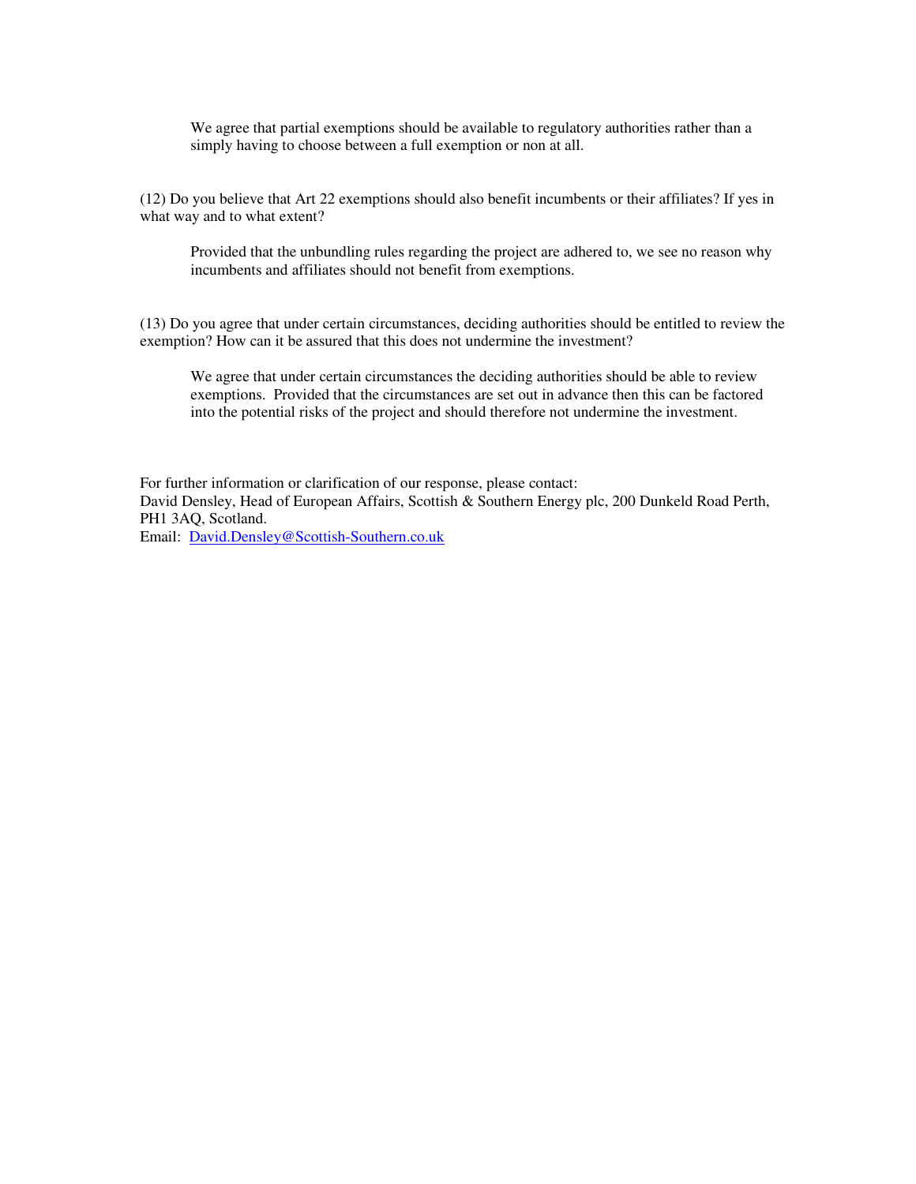We agree that partial exemptions should be available to regulatory authorities rather than a simply having to choose between a full exemption or non at all.

(12) Do you believe that Art 22 exemptions should also benefit incumbents or their affiliates? If yes in what way and to what extent?

Provided that the unbundling rules regarding the project are adhered to, we see no reason why incumbents and affiliates should not benefit from exemptions.

(13) Do you agree that under certain circumstances, deciding authorities should be entitled to review the exemption? How can it be assured that this does not undermine the investment?

We agree that under certain circumstances the deciding authorities should be able to review exemptions. Provided that the circumstances are set out in advance then this can be factored into the potential risks of the project and should therefore not undermine the investment.

For further information or clarification of our response, please contact:
David Densley, Head of European Affairs, Scottish & Southern Energy plc, 200 Dunkeld Road Perth, PH1 3AQ, Scotland.
Email: David.Densley@Scottish-Southern.co.uk